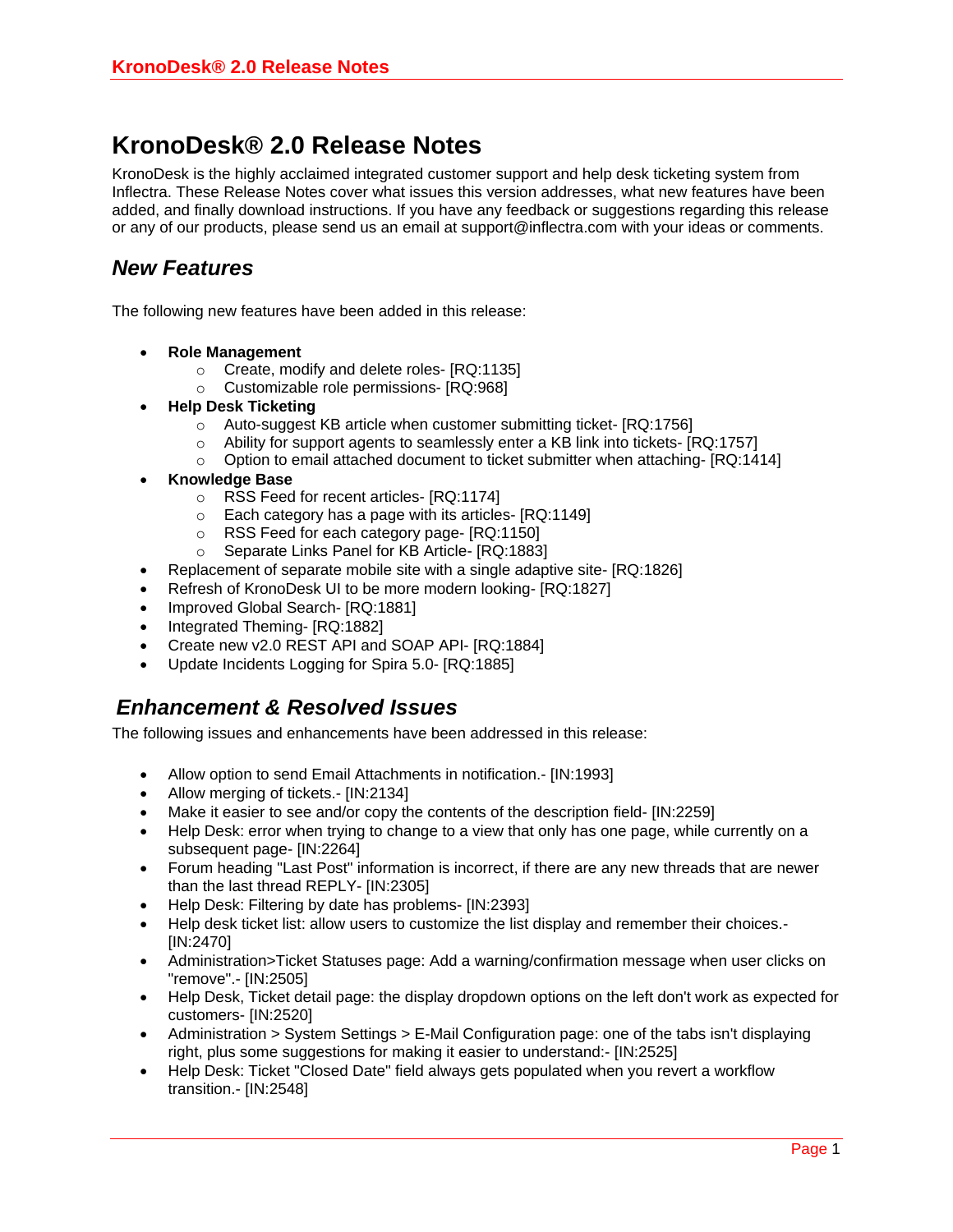# KronoDesk® 2.0 Release Notes

KronoDesk is the highly acclaimed integrated customer support and help desk ticketing system from Inflectra. These Release Notes cover what issues this version addresses, what new features have been added, and finally download instructions. If you have any feedback or suggestions regarding this release or any of our products, please send us an email at support@inflectra.com with your ideas or comments.

## *New Features*

The following new features have been added in this release:

- **Role Management**
  - Create, modify and delete roles- [RQ:1135]
  - Customizable role permissions- [RQ:968]
- **Help Desk Ticketing**
  - Auto-suggest KB article when customer submitting ticket- [RQ:1756]
  - Ability for support agents to seamlessly enter a KB link into tickets- [RQ:1757]
  - Option to email attached document to ticket submitter when attaching- [RQ:1414]
- **Knowledge Base**
  - RSS Feed for recent articles- [RQ:1174]
  - Each category has a page with its articles- [RQ:1149]
  - RSS Feed for each category page- [RQ:1150]
  - Separate Links Panel for KB Article- [RQ:1883]
- Replacement of separate mobile site with a single adaptive site- [RQ:1826]
- Refresh of KronoDesk UI to be more modern looking- [RQ:1827]
- Improved Global Search- [RQ:1881]
- Integrated Theming- [RQ:1882]
- Create new v2.0 REST API and SOAP API- [RQ:1884]
- Update Incidents Logging for Spira 5.0- [RQ:1885]

## *Enhancement & Resolved Issues*

The following issues and enhancements have been addressed in this release:

- Allow option to send Email Attachments in notification.- [IN:1993]
- Allow merging of tickets.- [IN:2134]
- Make it easier to see and/or copy the contents of the description field- [IN:2259]
- Help Desk: error when trying to change to a view that only has one page, while currently on a subsequent page- [IN:2264]
- Forum heading "Last Post" information is incorrect, if there are any new threads that are newer than the last thread REPLY- [IN:2305]
- Help Desk: Filtering by date has problems- [IN:2393]
- Help desk ticket list: allow users to customize the list display and remember their choices.- [IN:2470]
- Administration>Ticket Statuses page: Add a warning/confirmation message when user clicks on "remove".- [IN:2505]
- Help Desk, Ticket detail page: the display dropdown options on the left don't work as expected for customers- [IN:2520]
- Administration > System Settings > E-Mail Configuration page: one of the tabs isn't displaying right, plus some suggestions for making it easier to understand:- [IN:2525]
- Help Desk: Ticket "Closed Date" field always gets populated when you revert a workflow transition.- [IN:2548]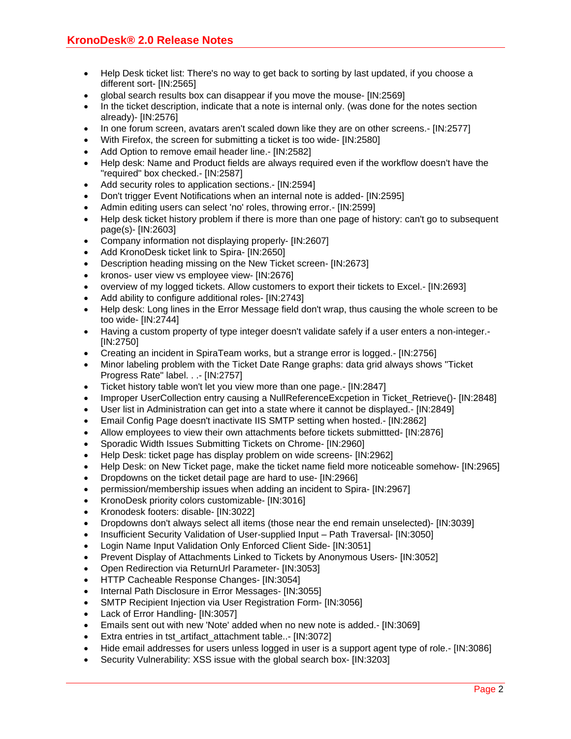- Help Desk ticket list: There's no way to get back to sorting by last updated, if you choose a different sort- [IN:2565]
- global search results box can disappear if you move the mouse- [IN:2569]
- In the ticket description, indicate that a note is internal only. (was done for the notes section already)- [IN:2576]
- In one forum screen, avatars aren't scaled down like they are on other screens.- [IN:2577]
- With Firefox, the screen for submitting a ticket is too wide- [IN:2580]
- Add Option to remove email header line.- [IN:2582]
- Help desk: Name and Product fields are always required even if the workflow doesn't have the "required" box checked.- [IN:2587]
- Add security roles to application sections.- [IN:2594]
- Don't trigger Event Notifications when an internal note is added- [IN:2595]
- Admin editing users can select 'no' roles, throwing error.- [IN:2599]
- Help desk ticket history problem if there is more than one page of history: can't go to subsequent page(s)- [IN:2603]
- Company information not displaying properly- [IN:2607]
- Add KronoDesk ticket link to Spira- [IN:2650]
- Description heading missing on the New Ticket screen- [IN:2673]
- kronos- user view vs employee view- [IN:2676]
- overview of my logged tickets. Allow customers to export their tickets to Excel.- [IN:2693]
- Add ability to configure additional roles- [IN:2743]
- Help desk: Long lines in the Error Message field don't wrap, thus causing the whole screen to be too wide- [IN:2744]
- Having a custom property of type integer doesn't validate safely if a user enters a non-integer.- [IN:2750]
- Creating an incident in SpiraTeam works, but a strange error is logged.- [IN:2756]
- Minor labeling problem with the Ticket Date Range graphs: data grid always shows "Ticket Progress Rate" label. . .- [IN:2757]
- Ticket history table won't let you view more than one page.- [IN:2847]
- Improper UserCollection entry causing a NullReferenceExcpetion in Ticket_Retrieve()- [IN:2848]
- User list in Administration can get into a state where it cannot be displayed.- [IN:2849]
- Email Config Page doesn't inactivate IIS SMTP setting when hosted.- [IN:2862]
- Allow employees to view their own attachments before tickets submittted- [IN:2876]
- Sporadic Width Issues Submitting Tickets on Chrome- [IN:2960]
- Help Desk: ticket page has display problem on wide screens- [IN:2962]
- Help Desk: on New Ticket page, make the ticket name field more noticeable somehow- [IN:2965]
- Dropdowns on the ticket detail page are hard to use- [IN:2966]
- permission/membership issues when adding an incident to Spira- [IN:2967]
- KronoDesk priority colors customizable- [IN:3016]
- Kronodesk footers: disable- [IN:3022]
- Dropdowns don't always select all items (those near the end remain unselected)- [IN:3039]
- Insufficient Security Validation of User-supplied Input – Path Traversal- [IN:3050]
- Login Name Input Validation Only Enforced Client Side- [IN:3051]
- Prevent Display of Attachments Linked to Tickets by Anonymous Users- [IN:3052]
- Open Redirection via ReturnUrl Parameter- [IN:3053]
- HTTP Cacheable Response Changes- [IN:3054]
- Internal Path Disclosure in Error Messages- [IN:3055]
- SMTP Recipient Injection via User Registration Form- [IN:3056]
- Lack of Error Handling- [IN:3057]
- Emails sent out with new 'Note' added when no new note is added.- [IN:3069]
- Extra entries in tst_artifact_attachment table..- [IN:3072]
- Hide email addresses for users unless logged in user is a support agent type of role.- [IN:3086]
- Security Vulnerability: XSS issue with the global search box- [IN:3203]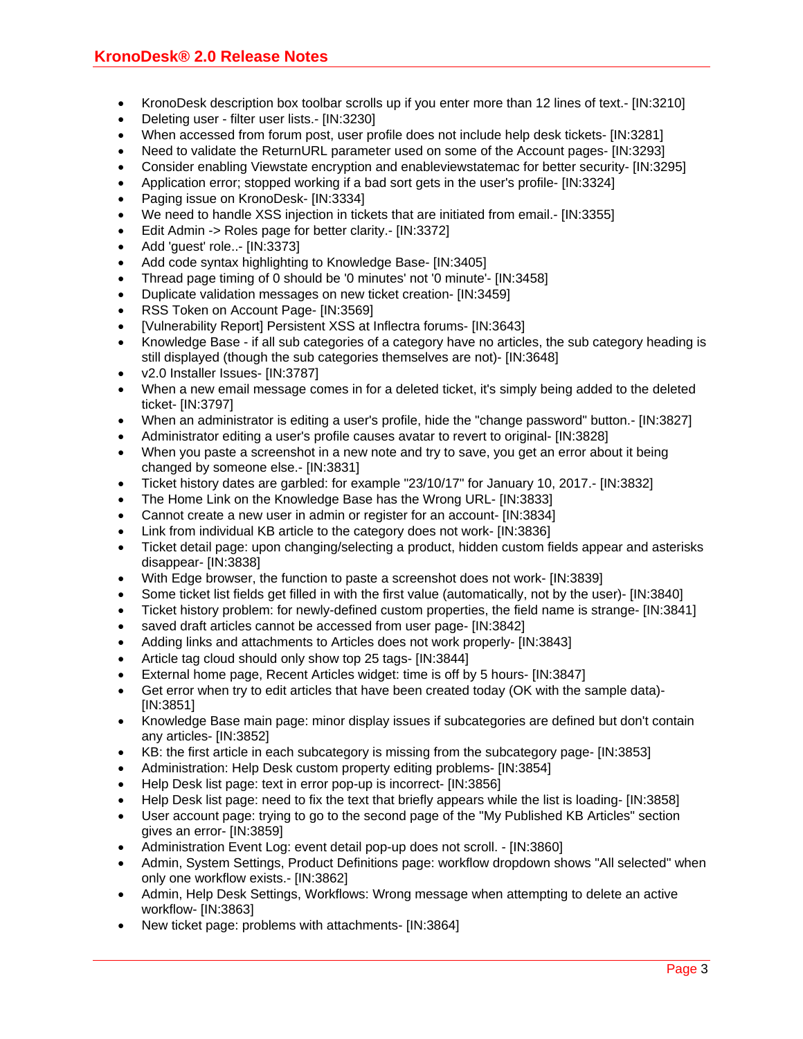- KronoDesk description box toolbar scrolls up if you enter more than 12 lines of text.- [IN:3210]
- Deleting user - filter user lists.- [IN:3230]
- When accessed from forum post, user profile does not include help desk tickets- [IN:3281]
- Need to validate the ReturnURL parameter used on some of the Account pages- [IN:3293]
- Consider enabling Viewstate encryption and enableviewstatemac for better security- [IN:3295]
- Application error; stopped working if a bad sort gets in the user's profile- [IN:3324]
- Paging issue on KronoDesk- [IN:3334]
- We need to handle XSS injection in tickets that are initiated from email.- [IN:3355]
- Edit Admin -> Roles page for better clarity.- [IN:3372]
- Add 'guest' role..- [IN:3373]
- Add code syntax highlighting to Knowledge Base- [IN:3405]
- Thread page timing of 0 should be '0 minutes' not '0 minute'- [IN:3458]
- Duplicate validation messages on new ticket creation- [IN:3459]
- RSS Token on Account Page- [IN:3569]
- [Vulnerability Report] Persistent XSS at Inflectra forums- [IN:3643]
- Knowledge Base - if all sub categories of a category have no articles, the sub category heading is still displayed (though the sub categories themselves are not)- [IN:3648]
- v2.0 Installer Issues- [IN:3787]
- When a new email message comes in for a deleted ticket, it's simply being added to the deleted ticket- [IN:3797]
- When an administrator is editing a user's profile, hide the "change password" button.- [IN:3827]
- Administrator editing a user's profile causes avatar to revert to original- [IN:3828]
- When you paste a screenshot in a new note and try to save, you get an error about it being changed by someone else.- [IN:3831]
- Ticket history dates are garbled: for example "23/10/17" for January 10, 2017.- [IN:3832]
- The Home Link on the Knowledge Base has the Wrong URL- [IN:3833]
- Cannot create a new user in admin or register for an account- [IN:3834]
- Link from individual KB article to the category does not work- [IN:3836]
- Ticket detail page: upon changing/selecting a product, hidden custom fields appear and asterisks disappear- [IN:3838]
- With Edge browser, the function to paste a screenshot does not work- [IN:3839]
- Some ticket list fields get filled in with the first value (automatically, not by the user)- [IN:3840]
- Ticket history problem: for newly-defined custom properties, the field name is strange- [IN:3841]
- saved draft articles cannot be accessed from user page- [IN:3842]
- Adding links and attachments to Articles does not work properly- [IN:3843]
- Article tag cloud should only show top 25 tags- [IN:3844]
- External home page, Recent Articles widget: time is off by 5 hours- [IN:3847]
- Get error when try to edit articles that have been created today (OK with the sample data)- [IN:3851]
- Knowledge Base main page: minor display issues if subcategories are defined but don't contain any articles- [IN:3852]
- KB: the first article in each subcategory is missing from the subcategory page- [IN:3853]
- Administration: Help Desk custom property editing problems- [IN:3854]
- Help Desk list page: text in error pop-up is incorrect- [IN:3856]
- Help Desk list page: need to fix the text that briefly appears while the list is loading- [IN:3858]
- User account page: trying to go to the second page of the "My Published KB Articles" section gives an error- [IN:3859]
- Administration Event Log: event detail pop-up does not scroll. - [IN:3860]
- Admin, System Settings, Product Definitions page: workflow dropdown shows "All selected" when only one workflow exists.- [IN:3862]
- Admin, Help Desk Settings, Workflows: Wrong message when attempting to delete an active workflow- [IN:3863]
- New ticket page: problems with attachments- [IN:3864]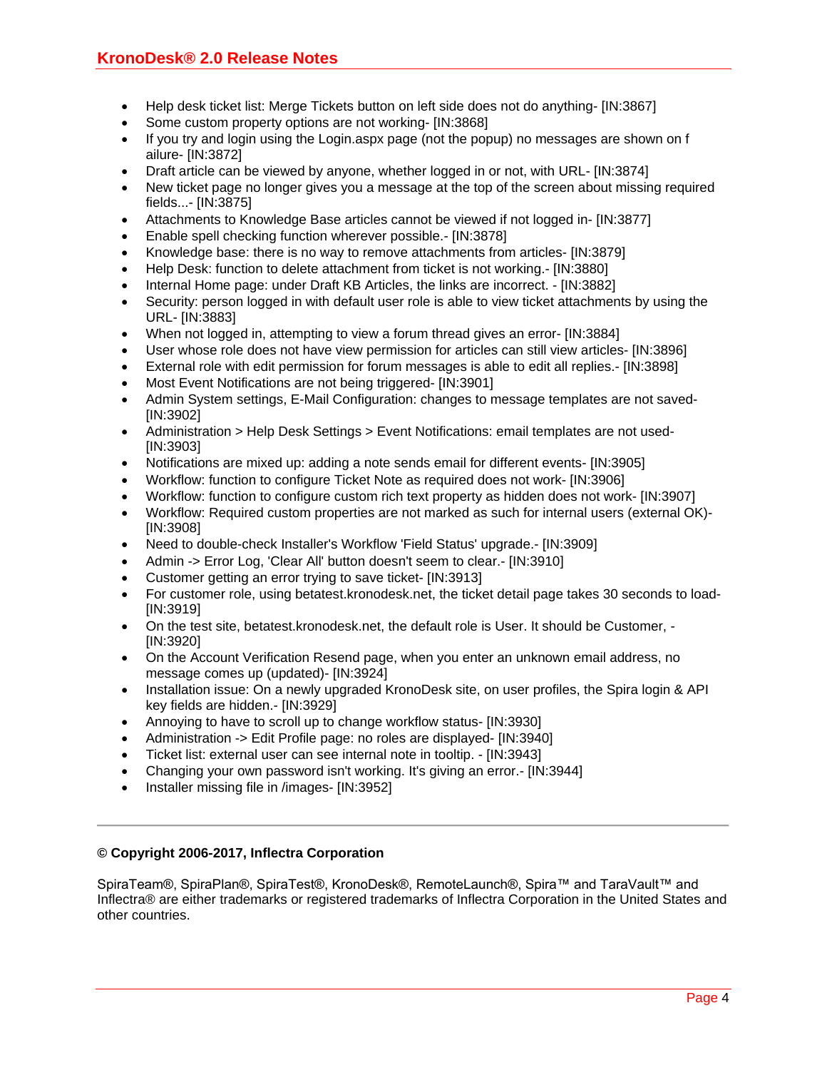- Help desk ticket list: Merge Tickets button on left side does not do anything- [IN:3867]
- Some custom property options are not working- [IN:3868]
- If you try and login using the Login.aspx page (not the popup) no messages are shown on f ailure- [IN:3872]
- Draft article can be viewed by anyone, whether logged in or not, with URL- [IN:3874]
- New ticket page no longer gives you a message at the top of the screen about missing required fields...- [IN:3875]
- Attachments to Knowledge Base articles cannot be viewed if not logged in- [IN:3877]
- Enable spell checking function wherever possible.- [IN:3878]
- Knowledge base: there is no way to remove attachments from articles- [IN:3879]
- Help Desk: function to delete attachment from ticket is not working.- [IN:3880]
- Internal Home page: under Draft KB Articles, the links are incorrect. - [IN:3882]
- Security: person logged in with default user role is able to view ticket attachments by using the URL- [IN:3883]
- When not logged in, attempting to view a forum thread gives an error- [IN:3884]
- User whose role does not have view permission for articles can still view articles- [IN:3896]
- External role with edit permission for forum messages is able to edit all replies.- [IN:3898]
- Most Event Notifications are not being triggered- [IN:3901]
- Admin System settings, E-Mail Configuration: changes to message templates are not saved- [IN:3902]
- Administration > Help Desk Settings > Event Notifications: email templates are not used- [IN:3903]
- Notifications are mixed up: adding a note sends email for different events- [IN:3905]
- Workflow: function to configure Ticket Note as required does not work- [IN:3906]
- Workflow: function to configure custom rich text property as hidden does not work- [IN:3907]
- Workflow: Required custom properties are not marked as such for internal users (external OK)- [IN:3908]
- Need to double-check Installer's Workflow 'Field Status' upgrade.- [IN:3909]
- Admin -> Error Log, 'Clear All' button doesn't seem to clear.- [IN:3910]
- Customer getting an error trying to save ticket- [IN:3913]
- For customer role, using betatest.kronodesk.net, the ticket detail page takes 30 seconds to load- [IN:3919]
- On the test site, betatest.kronodesk.net, the default role is User. It should be Customer, - [IN:3920]
- On the Account Verification Resend page, when you enter an unknown email address, no message comes up (updated)- [IN:3924]
- Installation issue: On a newly upgraded KronoDesk site, on user profiles, the Spira login & API key fields are hidden.- [IN:3929]
- Annoying to have to scroll up to change workflow status- [IN:3930]
- Administration -> Edit Profile page: no roles are displayed- [IN:3940]
- Ticket list: external user can see internal note in tooltip. - [IN:3943]
- Changing your own password isn't working. It's giving an error.- [IN:3944]
- Installer missing file in /images- [IN:3952]

---

**© Copyright 2006-2017, Inflectra Corporation**

SpiraTeam®, SpiraPlan®, SpiraTest®, KronoDesk®, RemoteLaunch®, Spira™ and TaraVault™ and Inflectra® are either trademarks or registered trademarks of Inflectra Corporation in the United States and other countries.